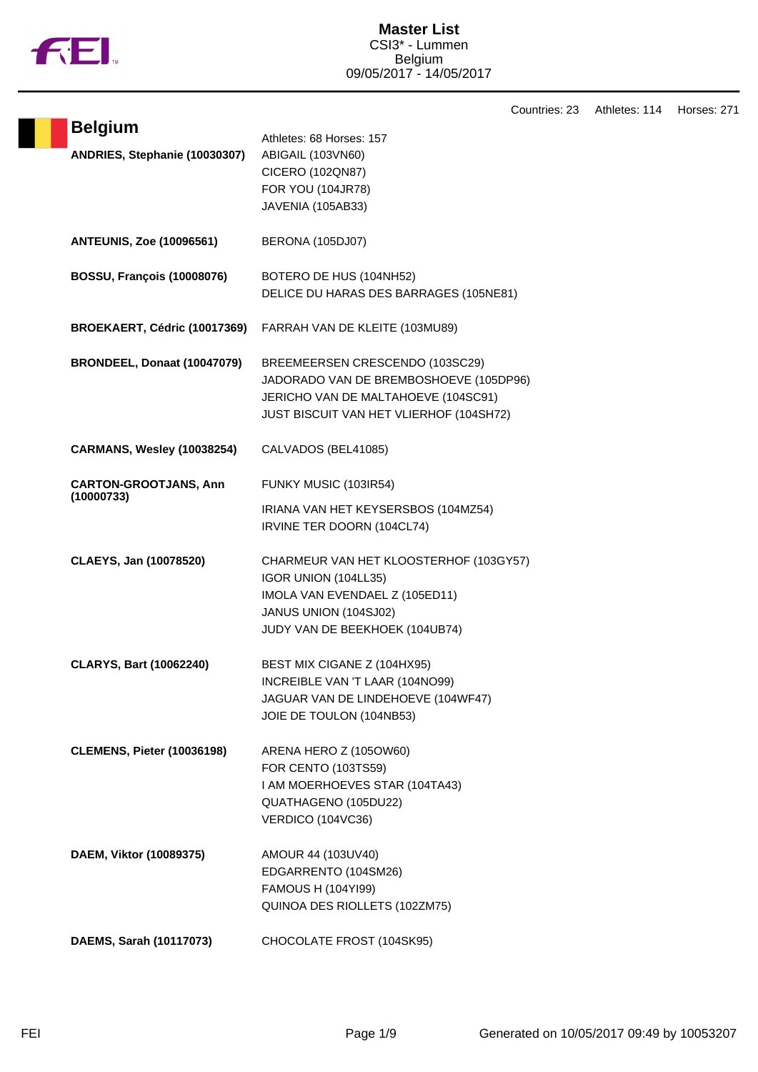# Master List

CSI3* - Lummen
Belgium
09/05/2017 - 14/05/2017

Countries: 23 Athletes: 114 Horses: 271

## Belgium

Athletes: 68 Horses: 157

| Athlete | Horses |
|---|---|
| **ANDRIES, Stephanie (10030307)** | ABIGAIL (103VN60)<br>CICERO (102QN87)<br>FOR YOU (104JR78)<br>JAVENIA (105AB33) |
| **ANTEUNIS, Zoe (10096561)** | BERONA (105DJ07) |
| **BOSSU, François (10008076)** | BOTERO DE HUS (104NH52)<br>DELICE DU HARAS DES BARRAGES (105NE81) |
| **BROEKAERT, Cédric (10017369)** | FARRAH VAN DE KLEITE (103MU89) |
| **BRONDEEL, Donaat (10047079)** | BREEMEERSEN CRESCENDO (103SC29)<br>JADORADO VAN DE BREMBOSHOEVE (105DP96)<br>JERICHO VAN DE MALTAHOEVE (104SC91)<br>JUST BISCUIT VAN HET VLIERHOF (104SH72) |
| **CARMANS, Wesley (10038254)** | CALVADOS (BEL41085) |
| **CARTON-GROOTJANS, Ann (10000733)** | FUNKY MUSIC (103IR54)<br>IRIANA VAN HET KEYSERSBOS (104MZ54)<br>IRVINE TER DOORN (104CL74) |
| **CLAEYS, Jan (10078520)** | CHARMEUR VAN HET KLOOSTERHOF (103GY57)<br>IGOR UNION (104LL35)<br>IMOLA VAN EVENDAEL Z (105ED11)<br>JANUS UNION (104SJ02)<br>JUDY VAN DE BEEKHOEK (104UB74) |
| **CLARYS, Bart (10062240)** | BEST MIX CIGANE Z (104HX95)<br>INCREIBLE VAN 'T LAAR (104NO99)<br>JAGUAR VAN DE LINDEHOEVE (104WF47)<br>JOIE DE TOULON (104NB53) |
| **CLEMENS, Pieter (10036198)** | ARENA HERO Z (105OW60)<br>FOR CENTO (103TS59)<br>I AM MOERHOEVES STAR (104TA43)<br>QUATHAGENO (105DU22)<br>VERDICO (104VC36) |
| **DAEM, Viktor (10089375)** | AMOUR 44 (103UV40)<br>EDGARRENTO (104SM26)<br>FAMOUS H (104YI99)<br>QUINOA DES RIOLLETS (102ZM75) |
| **DAEMS, Sarah (10117073)** | CHOCOLATE FROST (104SK95) |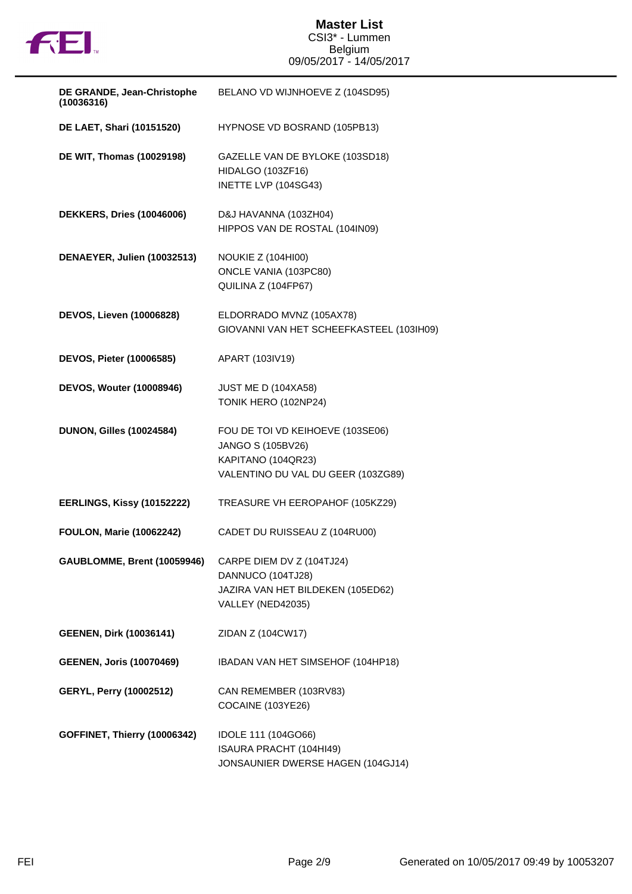| Rider | Horses |
|---|---|
| **DE GRANDE, Jean-Christophe (10036316)** | BELANO VD WIJNHOEVE Z (104SD95) |
| **DE LAET, Shari (10151520)** | HYPNOSE VD BOSRAND (105PB13) |
| **DE WIT, Thomas (10029198)** | GAZELLE VAN DE BYLOKE (103SD18)<br>HIDALGO (103ZF16)<br>INETTE LVP (104SG43) |
| **DEKKERS, Dries (10046006)** | D&J HAVANNA (103ZH04)<br>HIPPOS VAN DE ROSTAL (104IN09) |
| **DENAEYER, Julien (10032513)** | NOUKIE Z (104HI00)<br>ONCLE VANIA (103PC80)<br>QUILINA Z (104FP67) |
| **DEVOS, Lieven (10006828)** | ELDORRADO MVNZ (105AX78)<br>GIOVANNI VAN HET SCHEEFKASTEEL (103IH09) |
| **DEVOS, Pieter (10006585)** | APART (103IV19) |
| **DEVOS, Wouter (10008946)** | JUST ME D (104XA58)<br>TONIK HERO (102NP24) |
| **DUNON, Gilles (10024584)** | FOU DE TOI VD KEIHOEVE (103SE06)<br>JANGO S (105BV26)<br>KAPITANO (104QR23)<br>VALENTINO DU VAL DU GEER (103ZG89) |
| **EERLINGS, Kissy (10152222)** | TREASURE VH EEROPAHOF (105KZ29) |
| **FOULON, Marie (10062242)** | CADET DU RUISSEAU Z (104RU00) |
| **GAUBLOMME, Brent (10059946)** | CARPE DIEM DV Z (104TJ24)<br>DANNUCO (104TJ28)<br>JAZIRA VAN HET BILDEKEN (105ED62)<br>VALLEY (NED42035) |
| **GEENEN, Dirk (10036141)** | ZIDAN Z (104CW17) |
| **GEENEN, Joris (10070469)** | IBADAN VAN HET SIMSEHOF (104HP18) |
| **GERYL, Perry (10002512)** | CAN REMEMBER (103RV83)<br>COCAINE (103YE26) |
| **GOFFINET, Thierry (10006342)** | IDOLE 111 (104GO66)<br>ISAURA PRACHT (104HI49)<br>JONSAUNIER DWERSE HAGEN (104GJ14) |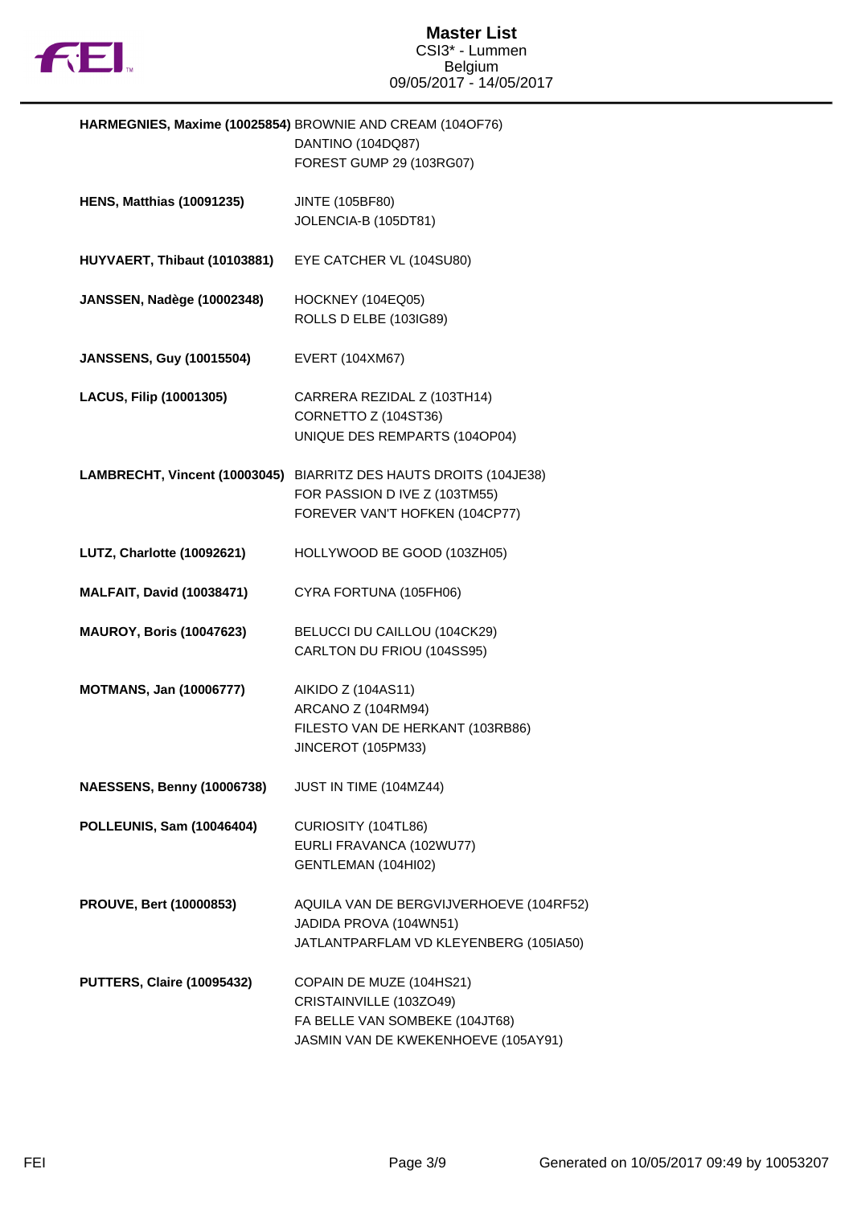**HARMEGNIES, Maxime (10025854)** BROWNIE AND CREAM (104OF76)
DANTINO (104DQ87)
FOREST GUMP 29 (103RG07)

**HENS, Matthias (10091235)** JINTE (105BF80)
JOLENCIA-B (105DT81)

**HUYVAERT, Thibaut (10103881)** EYE CATCHER VL (104SU80)

**JANSSEN, Nadège (10002348)** HOCKNEY (104EQ05)
ROLLS D ELBE (103IG89)

**JANSSENS, Guy (10015504)** EVERT (104XM67)

**LACUS, Filip (10001305)** CARRERA REZIDAL Z (103TH14)
CORNETTO Z (104ST36)
UNIQUE DES REMPARTS (104OP04)

**LAMBRECHT, Vincent (10003045)** BIARRITZ DES HAUTS DROITS (104JE38)
FOR PASSION D IVE Z (103TM55)
FOREVER VAN'T HOFKEN (104CP77)

**LUTZ, Charlotte (10092621)** HOLLYWOOD BE GOOD (103ZH05)

**MALFAIT, David (10038471)** CYRA FORTUNA (105FH06)

**MAUROY, Boris (10047623)** BELUCCI DU CAILLOU (104CK29)
CARLTON DU FRIOU (104SS95)

**MOTMANS, Jan (10006777)** AIKIDO Z (104AS11)
ARCANO Z (104RM94)
FILESTO VAN DE HERKANT (103RB86)
JINCEROT (105PM33)

**NAESSENS, Benny (10006738)** JUST IN TIME (104MZ44)

**POLLEUNIS, Sam (10046404)** CURIOSITY (104TL86)
EURLI FRAVANCA (102WU77)
GENTLEMAN (104HI02)

**PROUVE, Bert (10000853)** AQUILA VAN DE BERGVIJVERHOEVE (104RF52)
JADIDA PROVA (104WN51)
JATLANTPARFLAM VD KLEYENBERG (105IA50)

**PUTTERS, Claire (10095432)** COPAIN DE MUZE (104HS21)
CRISTAINVILLE (103ZO49)
FA BELLE VAN SOMBEKE (104JT68)
JASMIN VAN DE KWEKENHOEVE (105AY91)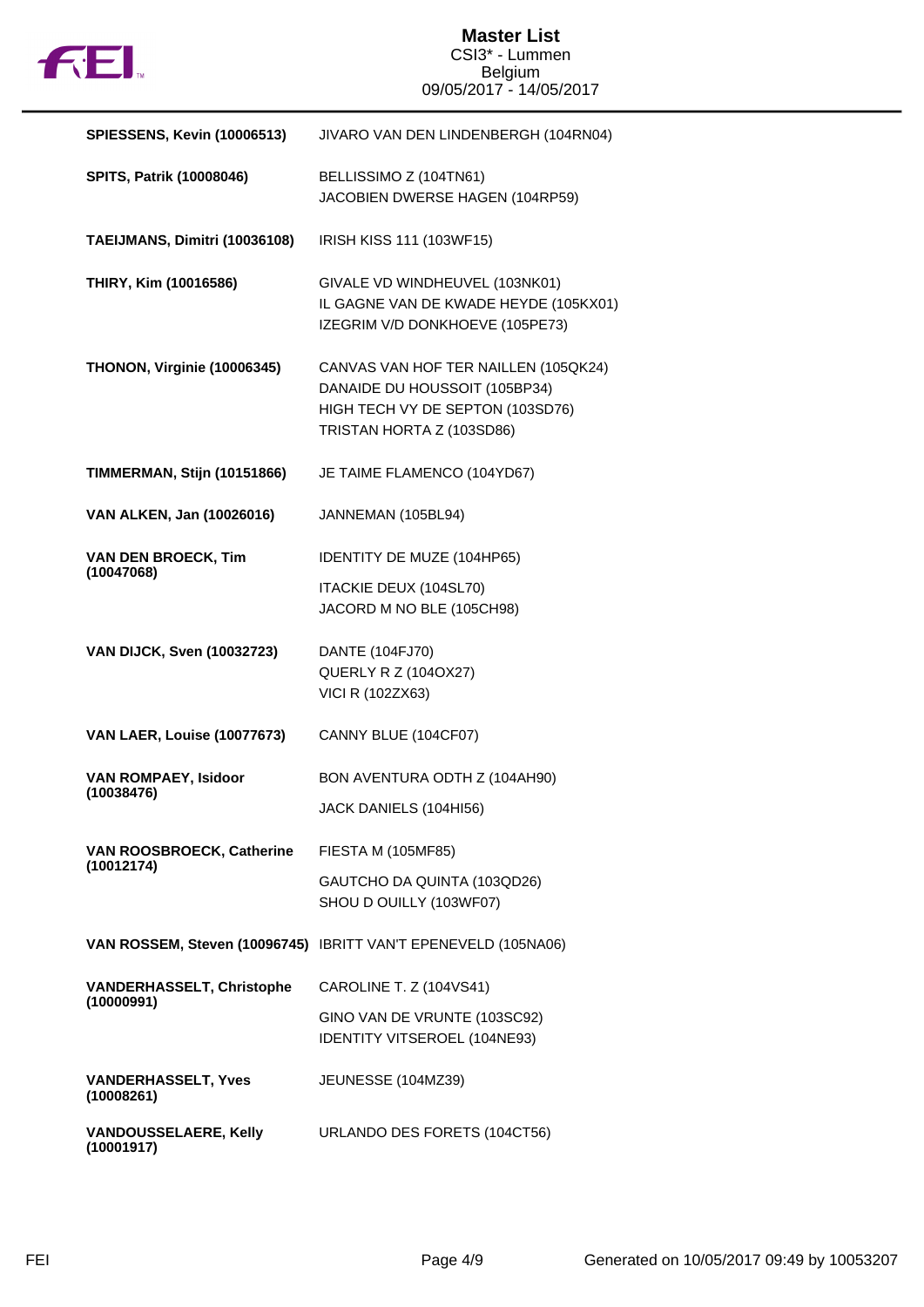**Master List**
CSI3* - Lummen
Belgium
09/05/2017 - 14/05/2017

| Rider | Horses |
|---|---|
| **SPIESSENS, Kevin (10006513)** | JIVARO VAN DEN LINDENBERGH (104RN04) |
| **SPITS, Patrik (10008046)** | BELLISSIMO Z (104TN61)<br>JACOBIEN DWERSE HAGEN (104RP59) |
| **TAEIJMANS, Dimitri (10036108)** | IRISH KISS 111 (103WF15) |
| **THIRY, Kim (10016586)** | GIVALE VD WINDHEUVEL (103NK01)<br>IL GAGNE VAN DE KWADE HEYDE (105KX01)<br>IZEGRIM V/D DONKHOEVE (105PE73) |
| **THONON, Virginie (10006345)** | CANVAS VAN HOF TER NAILLEN (105QK24)<br>DANAIDE DU HOUSSOIT (105BP34)<br>HIGH TECH VY DE SEPTON (103SD76)<br>TRISTAN HORTA Z (103SD86) |
| **TIMMERMAN, Stijn (10151866)** | JE TAIME FLAMENCO (104YD67) |
| **VAN ALKEN, Jan (10026016)** | JANNEMAN (105BL94) |
| **VAN DEN BROECK, Tim (10047068)** | IDENTITY DE MUZE (104HP65)<br>ITACKIE DEUX (104SL70)<br>JACORD M NO BLE (105CH98) |
| **VAN DIJCK, Sven (10032723)** | DANTE (104FJ70)<br>QUERLY R Z (104OX27)<br>VICI R (102ZX63) |
| **VAN LAER, Louise (10077673)** | CANNY BLUE (104CF07) |
| **VAN ROMPAEY, Isidoor (10038476)** | BON AVENTURA ODTH Z (104AH90)<br>JACK DANIELS (104HI56) |
| **VAN ROOSBROECK, Catherine (10012174)** | FIESTA M (105MF85)<br>GAUTCHO DA QUINTA (103QD26)<br>SHOU D OUILLY (103WF07) |
| **VAN ROSSEM, Steven (10096745)** | IBRITT VAN'T EPENEVELD (105NA06) |
| **VANDERHASSELT, Christophe (10000991)** | CAROLINE T. Z (104VS41)<br>GINO VAN DE VRUNTE (103SC92)<br>IDENTITY VITSEROEL (104NE93) |
| **VANDERHASSELT, Yves (10008261)** | JEUNESSE (104MZ39) |
| **VANDOUSSELAERE, Kelly (10001917)** | URLANDO DES FORETS (104CT56) |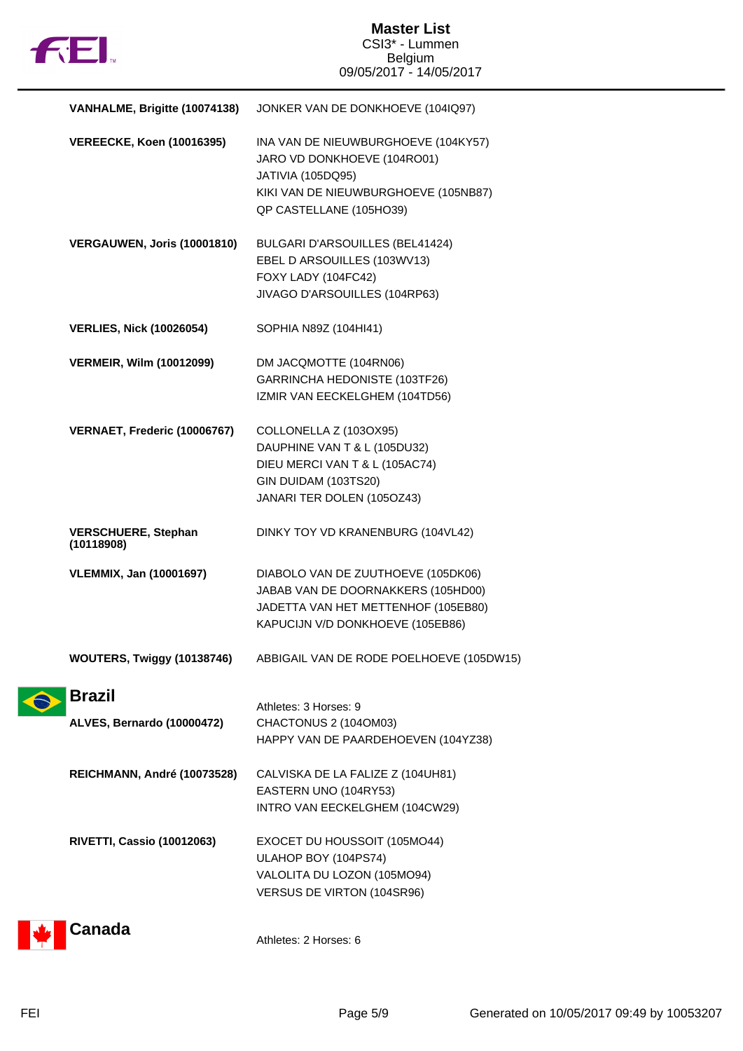| Athlete | Horses |
|---|---|
| **VANHALME, Brigitte (10074138)** | JONKER VAN DE DONKHOEVE (104IQ97) |
| **VEREECKE, Koen (10016395)** | INA VAN DE NIEUWBURGHOEVE (104KY57)<br>JARO VD DONKHOEVE (104RO01)<br>JATIVIA (105DQ95)<br>KIKI VAN DE NIEUWBURGHOEVE (105NB87)<br>QP CASTELLANE (105HO39) |
| **VERGAUWEN, Joris (10001810)** | BULGARI D'ARSOUILLES (BEL41424)<br>EBEL D ARSOUILLES (103WV13)<br>FOXY LADY (104FC42)<br>JIVAGO D'ARSOUILLES (104RP63) |
| **VERLIES, Nick (10026054)** | SOPHIA N89Z (104HI41) |
| **VERMEIR, Wilm (10012099)** | DM JACQMOTTE (104RN06)<br>GARRINCHA HEDONISTE (103TF26)<br>IZMIR VAN EECKELGHEM (104TD56) |
| **VERNAET, Frederic (10006767)** | COLLONELLA Z (103OX95)<br>DAUPHINE VAN T & L (105DU32)<br>DIEU MERCI VAN T & L (105AC74)<br>GIN DUIDAM (103TS20)<br>JANARI TER DOLEN (105OZ43) |
| **VERSCHUERE, Stephan (10118908)** | DINKY TOY VD KRANENBURG (104VL42) |
| **VLEMMIX, Jan (10001697)** | DIABOLO VAN DE ZUUTHOEVE (105DK06)<br>JABAB VAN DE DOORNAKKERS (105HD00)<br>JADETTA VAN HET METTENHOF (105EB80)<br>KAPUCIJN V/D DONKHOEVE (105EB86) |
| **WOUTERS, Twiggy (10138746)** | ABBIGAIL VAN DE RODE POELHOEVE (105DW15) |

## Brazil

Athletes: 3 Horses: 9

| Athlete | Horses |
|---|---|
| **ALVES, Bernardo (10000472)** | CHACTONUS 2 (104OM03)<br>HAPPY VAN DE PAARDEHOEVEN (104YZ38) |
| **REICHMANN, André (10073528)** | CALVISKA DE LA FALIZE Z (104UH81)<br>EASTERN UNO (104RY53)<br>INTRO VAN EECKELGHEM (104CW29) |
| **RIVETTI, Cassio (10012063)** | EXOCET DU HOUSSOIT (105MO44)<br>ULAHOP BOY (104PS74)<br>VALOLITA DU LOZON (105MO94)<br>VERSUS DE VIRTON (104SR96) |

## Canada

Athletes: 2 Horses: 6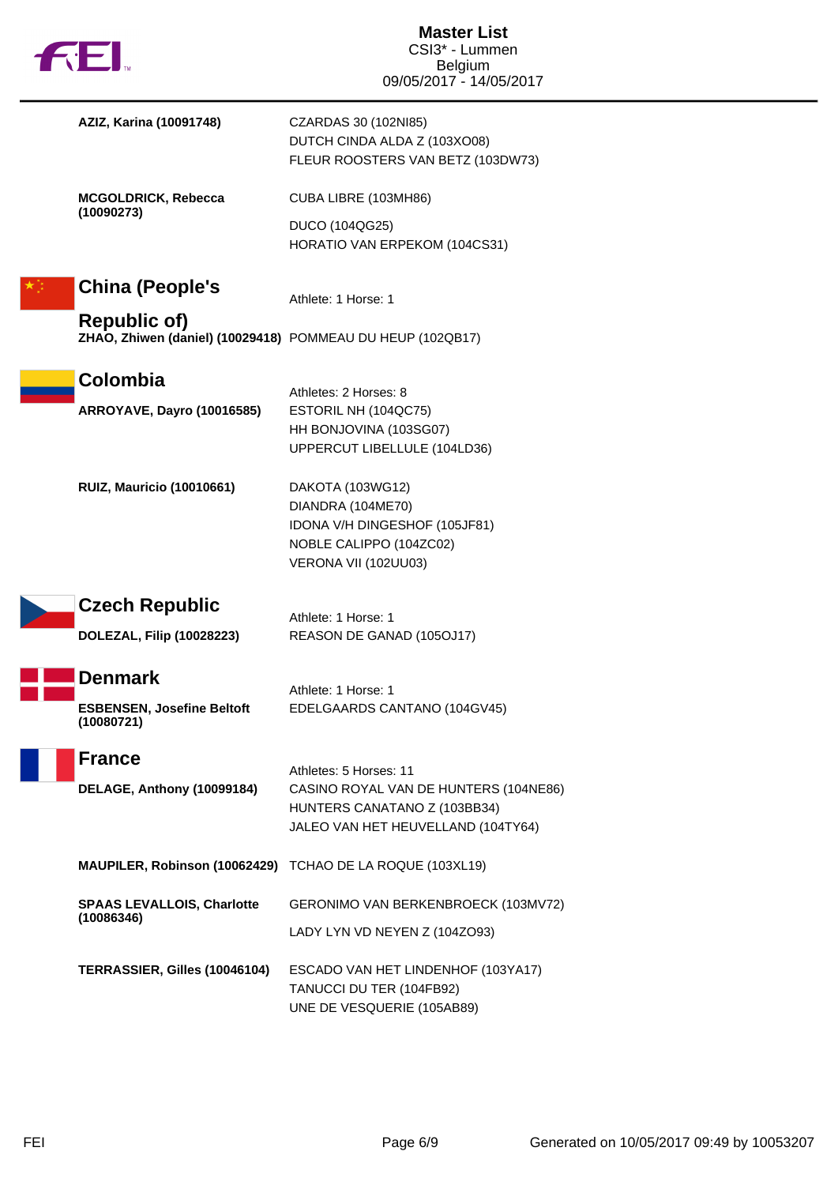| Athlete | Horses |
|---|---|
| **AZIZ, Karina (10091748)** | CZARDAS 30 (102NI85)<br>DUTCH CINDA ALDA Z (103XO08)<br>FLEUR ROOSTERS VAN BETZ (103DW73) |
| **MCGOLDRICK, Rebecca (10090273)** | CUBA LIBRE (103MH86)<br>DUCO (104QG25)<br>HORATIO VAN ERPEKOM (104CS31) |

## China (People's Republic of)

Athlete: 1 Horse: 1

| Athlete | Horses |
|---|---|
| **ZHAO, Zhiwen (daniel) (10029418)** | POMMEAU DU HEUP (102QB17) |

## Colombia

Athletes: 2 Horses: 8

| Athlete | Horses |
|---|---|
| **ARROYAVE, Dayro (10016585)** | ESTORIL NH (104QC75)<br>HH BONJOVINA (103SG07)<br>UPPERCUT LIBELLULE (104LD36) |
| **RUIZ, Mauricio (10010661)** | DAKOTA (103WG12)<br>DIANDRA (104ME70)<br>IDONA V/H DINGESHOF (105JF81)<br>NOBLE CALIPPO (104ZC02)<br>VERONA VII (102UU03) |

## Czech Republic

Athlete: 1 Horse: 1

| Athlete | Horses |
|---|---|
| **DOLEZAL, Filip (10028223)** | REASON DE GANAD (105OJ17) |

## Denmark

Athlete: 1 Horse: 1

| Athlete | Horses |
|---|---|
| **ESBENSEN, Josefine Beltoft (10080721)** | EDELGAARDS CANTANO (104GV45) |

## France

Athletes: 5 Horses: 11

| Athlete | Horses |
|---|---|
| **DELAGE, Anthony (10099184)** | CASINO ROYAL VAN DE HUNTERS (104NE86)<br>HUNTERS CANATANO Z (103BB34)<br>JALEO VAN HET HEUVELLAND (104TY64) |
| **MAUPILER, Robinson (10062429)** | TCHAO DE LA ROQUE (103XL19) |
| **SPAAS LEVALLOIS, Charlotte (10086346)** | GERONIMO VAN BERKENBROECK (103MV72)<br>LADY LYN VD NEYEN Z (104ZO93) |
| **TERRASSIER, Gilles (10046104)** | ESCADO VAN HET LINDENHOF (103YA17)<br>TANUCCI DU TER (104FB92)<br>UNE DE VESQUERIE (105AB89) |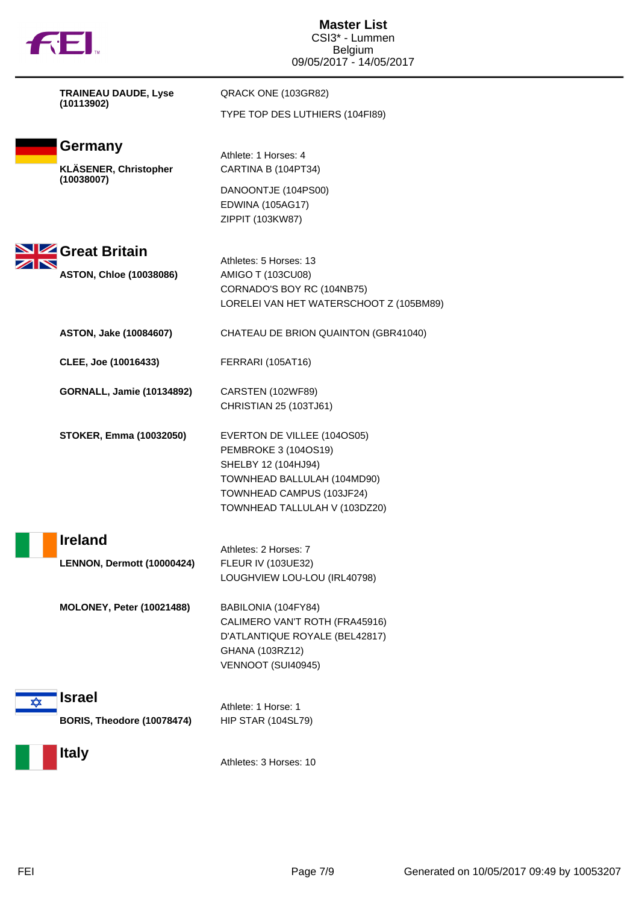**TRAINEAU DAUDE, Lyse (10113902)**

QRACK ONE (103GR82)

TYPE TOP DES LUTHIERS (104FI89)

## Germany

Athlete: 1 Horses: 4

**KLÄSENER, Christopher (10038007)**

CARTINA B (104PT34)

DANOONTJE (104PS00)

EDWINA (105AG17)

ZIPPIT (103KW87)

## Great Britain

Athletes: 5 Horses: 13

**ASTON, Chloe (10038086)**

AMIGO T (103CU08)

CORNADO'S BOY RC (104NB75)

LORELEI VAN HET WATERSCHOOT Z (105BM89)

**ASTON, Jake (10084607)**

CHATEAU DE BRION QUAINTON (GBR41040)

**CLEE, Joe (10016433)**

FERRARI (105AT16)

**GORNALL, Jamie (10134892)**

CARSTEN (102WF89)

CHRISTIAN 25 (103TJ61)

**STOKER, Emma (10032050)**

EVERTON DE VILLEE (104OS05)

PEMBROKE 3 (104OS19)

SHELBY 12 (104HJ94)

TOWNHEAD BALLULAH (104MD90)

TOWNHEAD CAMPUS (103JF24)

TOWNHEAD TALLULAH V (103DZ20)

## Ireland

Athletes: 2 Horses: 7

**LENNON, Dermott (10000424)**

FLEUR IV (103UE32)

LOUGHVIEW LOU-LOU (IRL40798)

**MOLONEY, Peter (10021488)**

BABILONIA (104FY84)

CALIMERO VAN'T ROTH (FRA45916)

D'ATLANTIQUE ROYALE (BEL42817)

GHANA (103RZ12)

VENNOOT (SUI40945)

## Israel

Athlete: 1 Horse: 1

**BORIS, Theodore (10078474)**

HIP STAR (104SL79)

## Italy

Athletes: 3 Horses: 10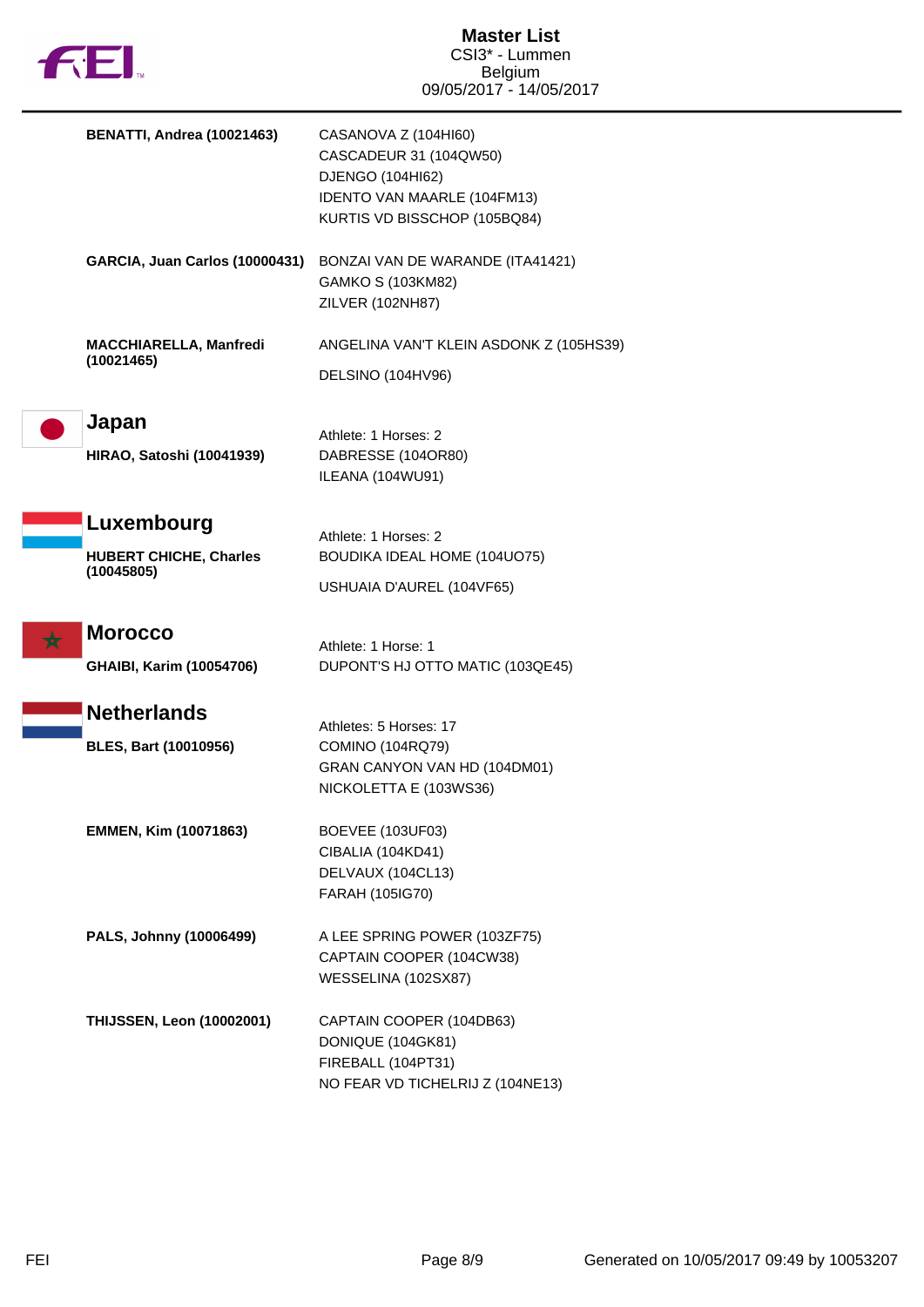**BENATTI, Andrea (10021463)**
- CASANOVA Z (104HI60)
- CASCADEUR 31 (104QW50)
- DJENGO (104HI62)
- IDENTO VAN MAARLE (104FM13)
- KURTIS VD BISSCHOP (105BQ84)

**GARCIA, Juan Carlos (10000431)**
- BONZAI VAN DE WARANDE (ITA41421)
- GAMKO S (103KM82)
- ZILVER (102NH87)

**MACCHIARELLA, Manfredi (10021465)**
- ANGELINA VAN'T KLEIN ASDONK Z (105HS39)
- DELSINO (104HV96)

## Japan

Athlete: 1 Horses: 2

**HIRAO, Satoshi (10041939)**
- DABRESSE (104OR80)
- ILEANA (104WU91)

## Luxembourg

Athlete: 1 Horses: 2

**HUBERT CHICHE, Charles (10045805)**
- BOUDIKA IDEAL HOME (104UO75)
- USHUAIA D'AUREL (104VF65)

## Morocco

Athlete: 1 Horse: 1

**GHAIBI, Karim (10054706)**
- DUPONT'S HJ OTTO MATIC (103QE45)

## Netherlands

Athletes: 5 Horses: 17

**BLES, Bart (10010956)**
- COMINO (104RQ79)
- GRAN CANYON VAN HD (104DM01)
- NICKOLETTA E (103WS36)

**EMMEN, Kim (10071863)**
- BOEVEE (103UF03)
- CIBALIA (104KD41)
- DELVAUX (104CL13)
- FARAH (105IG70)

**PALS, Johnny (10006499)**
- A LEE SPRING POWER (103ZF75)
- CAPTAIN COOPER (104CW38)
- WESSELINA (102SX87)

**THIJSSEN, Leon (10002001)**
- CAPTAIN COOPER (104DB63)
- DONIQUE (104GK81)
- FIREBALL (104PT31)
- NO FEAR VD TICHELRIJ Z (104NE13)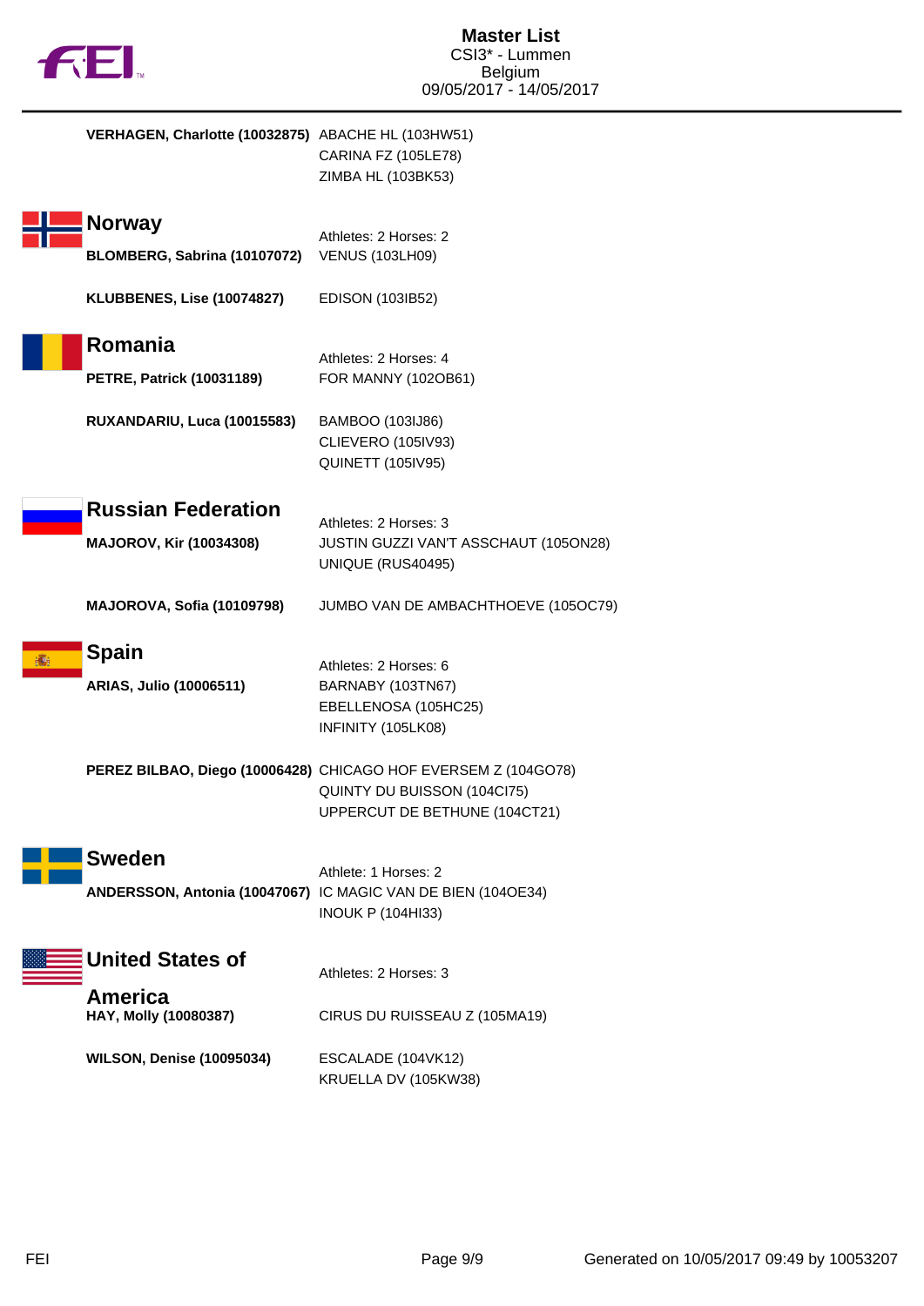**VERHAGEN, Charlotte (10032875)** ABACHE HL (103HW51)
CARINA FZ (105LE78)
ZIMBA HL (103BK53)

## Norway

Athletes: 2 Horses: 2

**BLOMBERG, Sabrina (10107072)** VENUS (103LH09)

**KLUBBENES, Lise (10074827)** EDISON (103IB52)

## Romania

Athletes: 2 Horses: 4

**PETRE, Patrick (10031189)** FOR MANNY (102OB61)

**RUXANDARIU, Luca (10015583)** BAMBOO (103IJ86)
CLIEVERO (105IV93)
QUINETT (105IV95)

## Russian Federation

Athletes: 2 Horses: 3

**MAJOROV, Kir (10034308)** JUSTIN GUZZI VAN'T ASSCHAUT (105ON28)
UNIQUE (RUS40495)

**MAJOROVA, Sofia (10109798)** JUMBO VAN DE AMBACHTHOEVE (105OC79)

## Spain

Athletes: 2 Horses: 6

**ARIAS, Julio (10006511)** BARNABY (103TN67)
EBELLENOSA (105HC25)
INFINITY (105LK08)

**PEREZ BILBAO, Diego (10006428)** CHICAGO HOF EVERSEM Z (104GO78)
QUINTY DU BUISSON (104CI75)
UPPERCUT DE BETHUNE (104CT21)

## Sweden

Athlete: 1 Horses: 2

**ANDERSSON, Antonia (10047067)** IC MAGIC VAN DE BIEN (104OE34)
INOUK P (104HI33)

## United States of America

Athletes: 2 Horses: 3

**HAY, Molly (10080387)** CIRUS DU RUISSEAU Z (105MA19)

**WILSON, Denise (10095034)** ESCALADE (104VK12)
KRUELLA DV (105KW38)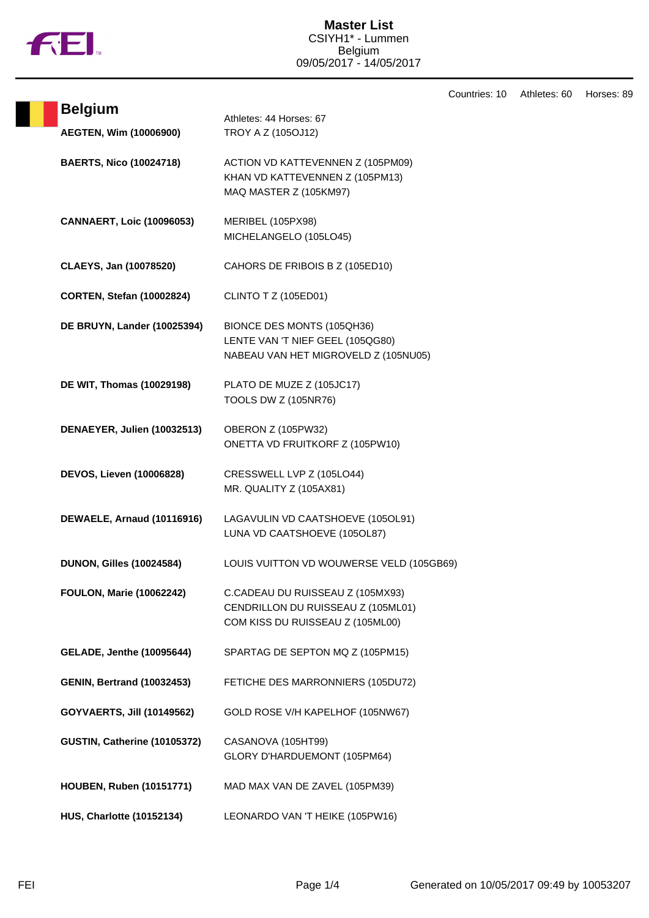# Master List

CSIYH1* - Lummen
Belgium
09/05/2017 - 14/05/2017

Countries: 10 Athletes: 60 Horses: 89

## Belgium

Athletes: 44 Horses: 67

| Athlete | Horses |
| --- | --- |
| **AEGTEN, Wim (10006900)** | TROY A Z (105OJ12) |
| **BAERTS, Nico (10024718)** | ACTION VD KATTEVENNEN Z (105PM09)<br>KHAN VD KATTEVENNEN Z (105PM13)<br>MAQ MASTER Z (105KM97) |
| **CANNAERT, Loic (10096053)** | MERIBEL (105PX98)<br>MICHELANGELO (105LO45) |
| **CLAEYS, Jan (10078520)** | CAHORS DE FRIBOIS B Z (105ED10) |
| **CORTEN, Stefan (10002824)** | CLINTO T Z (105ED01) |
| **DE BRUYN, Lander (10025394)** | BIONCE DES MONTS (105QH36)<br>LENTE VAN 'T NIEF GEEL (105QG80)<br>NABEAU VAN HET MIGROVELD Z (105NU05) |
| **DE WIT, Thomas (10029198)** | PLATO DE MUZE Z (105JC17)<br>TOOLS DW Z (105NR76) |
| **DENAEYER, Julien (10032513)** | OBERON Z (105PW32)<br>ONETTA VD FRUITKORF Z (105PW10) |
| **DEVOS, Lieven (10006828)** | CRESSWELL LVP Z (105LO44)<br>MR. QUALITY Z (105AX81) |
| **DEWAELE, Arnaud (10116916)** | LAGAVULIN VD CAATSHOEVE (105OL91)<br>LUNA VD CAATSHOEVE (105OL87) |
| **DUNON, Gilles (10024584)** | LOUIS VUITTON VD WOUWERSE VELD (105GB69) |
| **FOULON, Marie (10062242)** | C.CADEAU DU RUISSEAU Z (105MX93)<br>CENDRILLON DU RUISSEAU Z (105ML01)<br>COM KISS DU RUISSEAU Z (105ML00) |
| **GELADE, Jenthe (10095644)** | SPARTAG DE SEPTON MQ Z (105PM15) |
| **GENIN, Bertrand (10032453)** | FETICHE DES MARRONNIERS (105DU72) |
| **GOYVAERTS, Jill (10149562)** | GOLD ROSE V/H KAPELHOF (105NW67) |
| **GUSTIN, Catherine (10105372)** | CASANOVA (105HT99)<br>GLORY D'HARDUEMONT (105PM64) |
| **HOUBEN, Ruben (10151771)** | MAD MAX VAN DE ZAVEL (105PM39) |
| **HUS, Charlotte (10152134)** | LEONARDO VAN 'T HEIKE (105PW16) |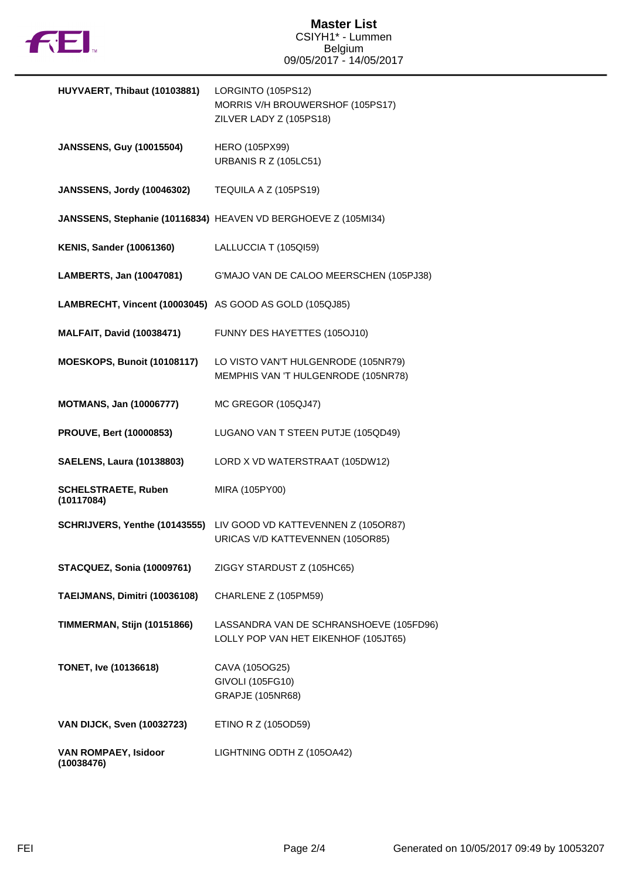# Master List

CSIYH1* - Lummen
Belgium
09/05/2017 - 14/05/2017

| Rider | Horses |
|---|---|
| **HUYVAERT, Thibaut (10103881)** | LORGINTO (105PS12)<br>MORRIS V/H BROUWERSHOF (105PS17)<br>ZILVER LADY Z (105PS18) |
| **JANSSENS, Guy (10015504)** | HERO (105PX99)<br>URBANIS R Z (105LC51) |
| **JANSSENS, Jordy (10046302)** | TEQUILA A Z (105PS19) |
| **JANSSENS, Stephanie (10116834)** | HEAVEN VD BERGHOEVE Z (105MI34) |
| **KENIS, Sander (10061360)** | LALLUCCIA T (105QI59) |
| **LAMBERTS, Jan (10047081)** | G'MAJO VAN DE CALOO MEERSCHEN (105PJ38) |
| **LAMBRECHT, Vincent (10003045)** | AS GOOD AS GOLD (105QJ85) |
| **MALFAIT, David (10038471)** | FUNNY DES HAYETTES (105OJ10) |
| **MOESKOPS, Bunoit (10108117)** | LO VISTO VAN'T HULGENRODE (105NR79)<br>MEMPHIS VAN 'T HULGENRODE (105NR78) |
| **MOTMANS, Jan (10006777)** | MC GREGOR (105QJ47) |
| **PROUVE, Bert (10000853)** | LUGANO VAN T STEEN PUTJE (105QD49) |
| **SAELENS, Laura (10138803)** | LORD X VD WATERSTRAAT (105DW12) |
| **SCHELSTRAETE, Ruben (10117084)** | MIRA (105PY00) |
| **SCHRIJVERS, Yenthe (10143555)** | LIV GOOD VD KATTEVENNEN Z (105OR87)<br>URICAS V/D KATTEVENNEN (105OR85) |
| **STACQUEZ, Sonia (10009761)** | ZIGGY STARDUST Z (105HC65) |
| **TAEIJMANS, Dimitri (10036108)** | CHARLENE Z (105PM59) |
| **TIMMERMAN, Stijn (10151866)** | LASSANDRA VAN DE SCHRANSHOEVE (105FD96)<br>LOLLY POP VAN HET EIKENHOF (105JT65) |
| **TONET, Ive (10136618)** | CAVA (105OG25)<br>GIVOLI (105FG10)<br>GRAPJE (105NR68) |
| **VAN DIJCK, Sven (10032723)** | ETINO R Z (105OD59) |
| **VAN ROMPAEY, Isidoor (10038476)** | LIGHTNING ODTH Z (105OA42) |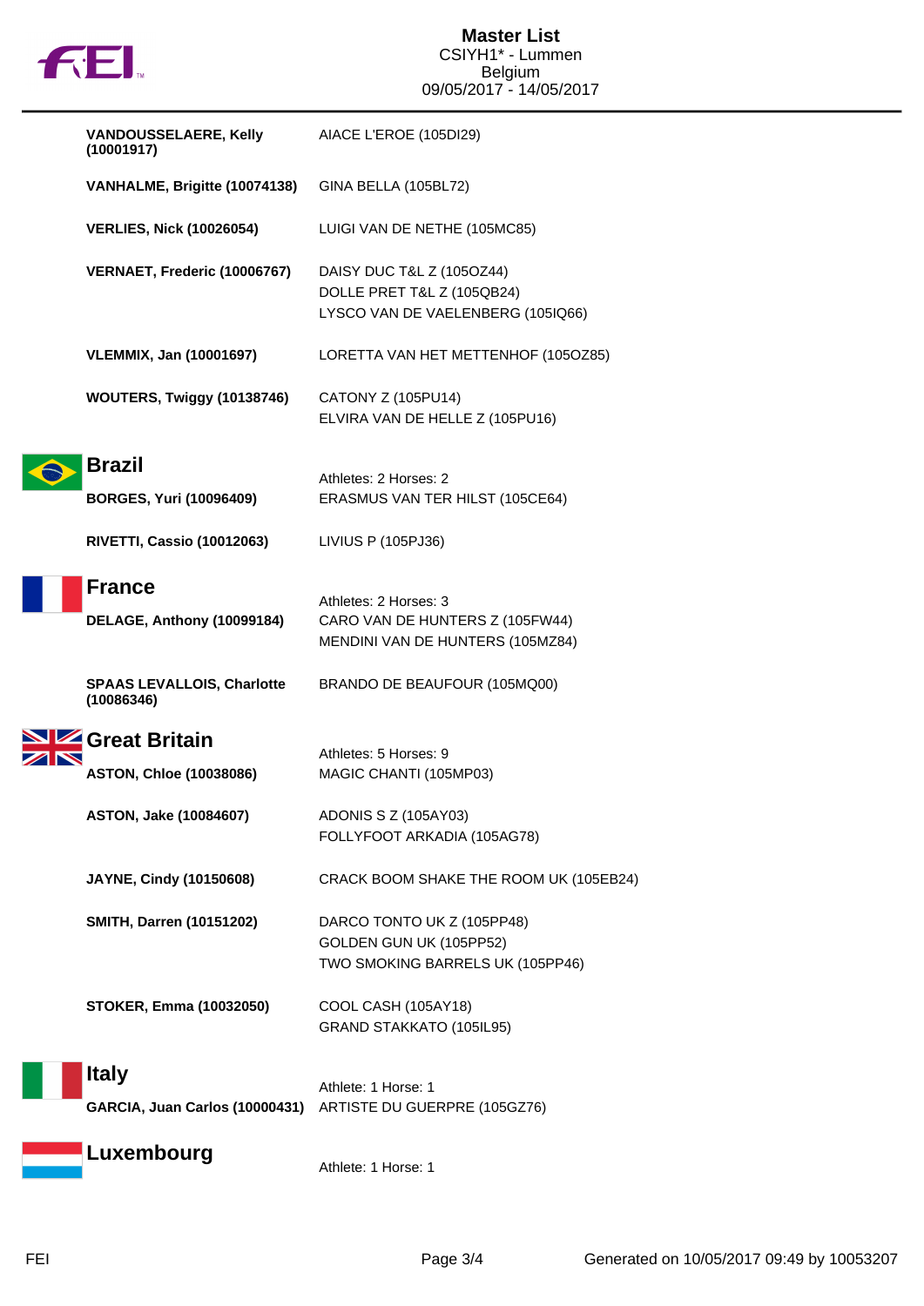| Athlete | Horse |
| --- | --- |
| **VANDOUSSELAERE, Kelly (10001917)** | AIACE L'EROE (105DI29) |
| **VANHALME, Brigitte (10074138)** | GINA BELLA (105BL72) |
| **VERLIES, Nick (10026054)** | LUIGI VAN DE NETHE (105MC85) |
| **VERNAET, Frederic (10006767)** | DAISY DUC T&L Z (105OZ44)<br>DOLLE PRET T&L Z (105QB24)<br>LYSCO VAN DE VAELENBERG (105IQ66) |
| **VLEMMIX, Jan (10001697)** | LORETTA VAN HET METTENHOF (105OZ85) |
| **WOUTERS, Twiggy (10138746)** | CATONY Z (105PU14)<br>ELVIRA VAN DE HELLE Z (105PU16) |

## Brazil

Athletes: 2 Horses: 2

| Athlete | Horse |
| --- | --- |
| **BORGES, Yuri (10096409)** | ERASMUS VAN TER HILST (105CE64) |
| **RIVETTI, Cassio (10012063)** | LIVIUS P (105PJ36) |

## France

Athletes: 2 Horses: 3

| Athlete | Horse |
| --- | --- |
| **DELAGE, Anthony (10099184)** | CARO VAN DE HUNTERS Z (105FW44)<br>MENDINI VAN DE HUNTERS (105MZ84) |
| **SPAAS LEVALLOIS, Charlotte (10086346)** | BRANDO DE BEAUFOUR (105MQ00) |

## Great Britain

Athletes: 5 Horses: 9

| Athlete | Horse |
| --- | --- |
| **ASTON, Chloe (10038086)** | MAGIC CHANTI (105MP03) |
| **ASTON, Jake (10084607)** | ADONIS S Z (105AY03)<br>FOLLYFOOT ARKADIA (105AG78) |
| **JAYNE, Cindy (10150608)** | CRACK BOOM SHAKE THE ROOM UK (105EB24) |
| **SMITH, Darren (10151202)** | DARCO TONTO UK Z (105PP48)<br>GOLDEN GUN UK (105PP52)<br>TWO SMOKING BARRELS UK (105PP46) |
| **STOKER, Emma (10032050)** | COOL CASH (105AY18)<br>GRAND STAKKATO (105IL95) |

## Italy

Athlete: 1 Horse: 1

| Athlete | Horse |
| --- | --- |
| **GARCIA, Juan Carlos (10000431)** | ARTISTE DU GUERPRE (105GZ76) |

## Luxembourg

Athlete: 1 Horse: 1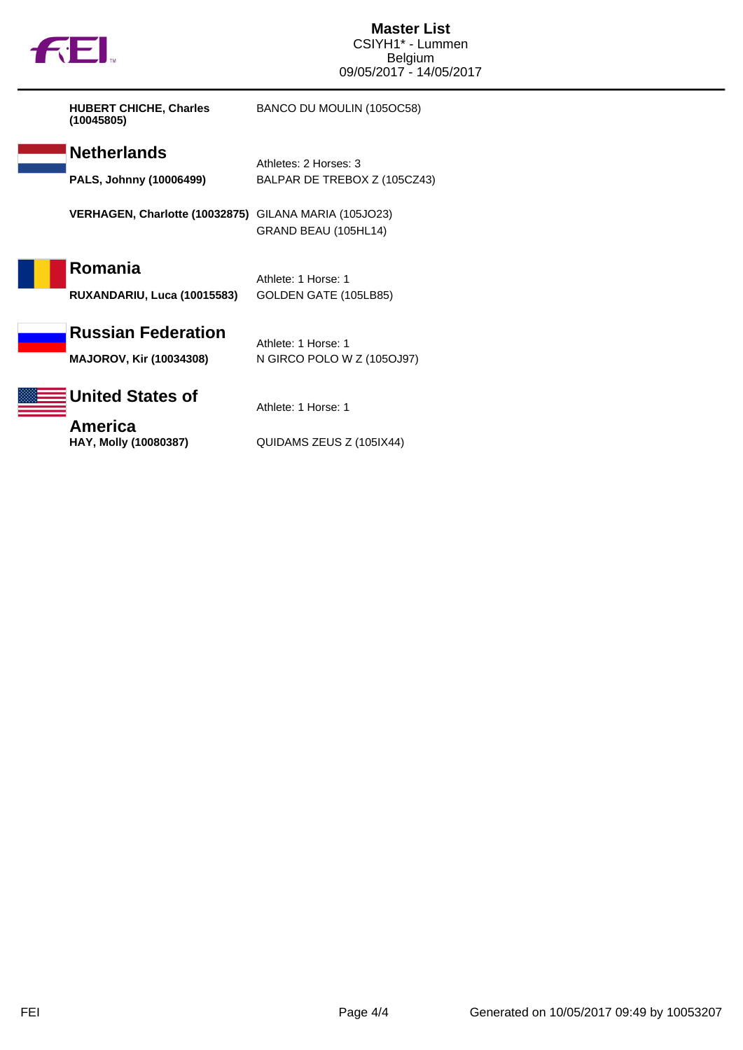| | |
|---|---|
| **HUBERT CHICHE, Charles (10045805)** | BANCO DU MOULIN (105OC58) |

## Netherlands

Athletes: 2 Horses: 3

| | |
|---|---|
| **PALS, Johnny (10006499)** | BALPAR DE TREBOX Z (105CZ43) |
| **VERHAGEN, Charlotte (10032875)** | GILANA MARIA (105JO23) |
| | GRAND BEAU (105HL14) |

## Romania

Athlete: 1 Horse: 1

| | |
|---|---|
| **RUXANDARIU, Luca (10015583)** | GOLDEN GATE (105LB85) |

## Russian Federation

Athlete: 1 Horse: 1

| | |
|---|---|
| **MAJOROV, Kir (10034308)** | N GIRCO POLO W Z (105OJ97) |

## United States of America

Athlete: 1 Horse: 1

| | |
|---|---|
| **HAY, Molly (10080387)** | QUIDAMS ZEUS Z (105IX44) |